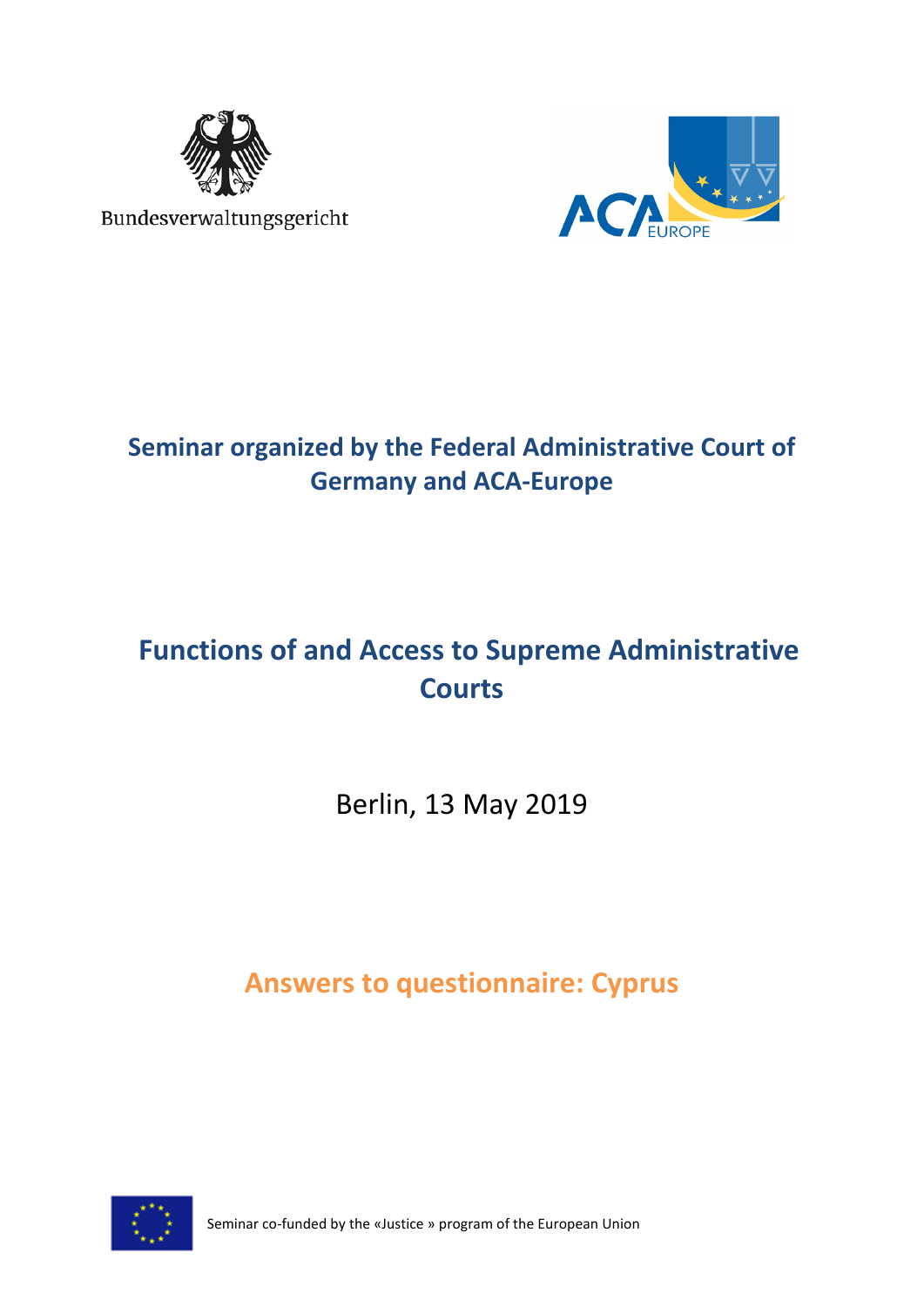Bundesverwaltungsgericht

ACA EUROPE

## Seminar organized by the Federal Administrative Court of Germany and ACA-Europe

# Functions of and Access to Supreme Administrative Courts

Berlin, 13 May 2019

## Answers to questionnaire: Cyprus

Seminar co-funded by the «Justice » program of the European Union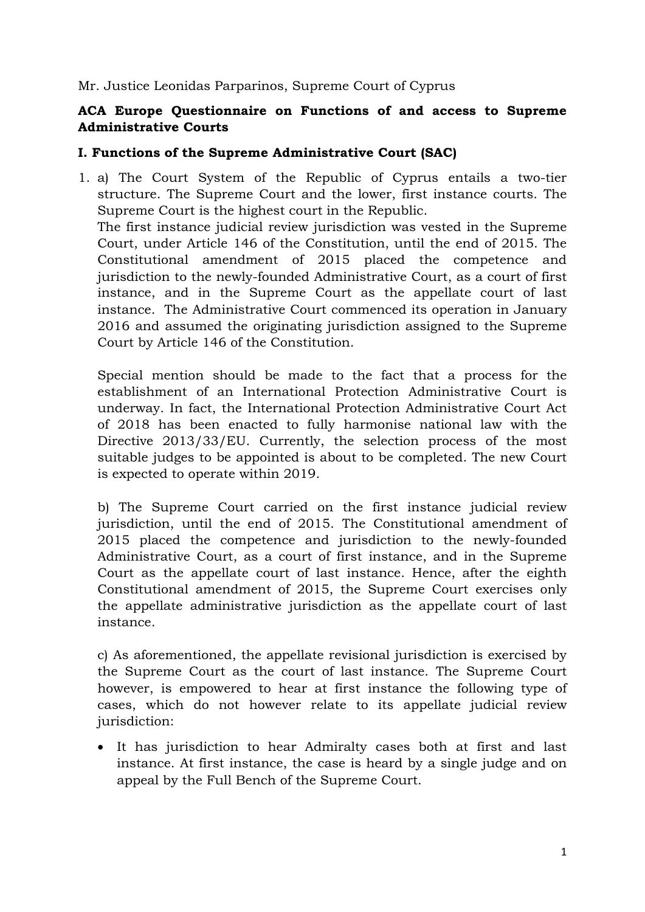Mr. Justice Leonidas Parparinos, Supreme Court of Cyprus

**ACA Europe Questionnaire on Functions of and access to Supreme Administrative Courts**

## I. Functions of the Supreme Administrative Court (SAC)

1. a) The Court System of the Republic of Cyprus entails a two-tier structure. The Supreme Court and the lower, first instance courts. The Supreme Court is the highest court in the Republic.
   The first instance judicial review jurisdiction was vested in the Supreme Court, under Article 146 of the Constitution, until the end of 2015. The Constitutional amendment of 2015 placed the competence and jurisdiction to the newly-founded Administrative Court, as a court of first instance, and in the Supreme Court as the appellate court of last instance. The Administrative Court commenced its operation in January 2016 and assumed the originating jurisdiction assigned to the Supreme Court by Article 146 of the Constitution.

   Special mention should be made to the fact that a process for the establishment of an International Protection Administrative Court is underway. In fact, the International Protection Administrative Court Act of 2018 has been enacted to fully harmonise national law with the Directive 2013/33/EU. Currently, the selection process of the most suitable judges to be appointed is about to be completed. The new Court is expected to operate within 2019.

   b) The Supreme Court carried on the first instance judicial review jurisdiction, until the end of 2015. The Constitutional amendment of 2015 placed the competence and jurisdiction to the newly-founded Administrative Court, as a court of first instance, and in the Supreme Court as the appellate court of last instance. Hence, after the eighth Constitutional amendment of 2015, the Supreme Court exercises only the appellate administrative jurisdiction as the appellate court of last instance.

   c) As aforementioned, the appellate revisional jurisdiction is exercised by the Supreme Court as the court of last instance. The Supreme Court however, is empowered to hear at first instance the following type of cases, which do not however relate to its appellate judicial review jurisdiction:

   - It has jurisdiction to hear Admiralty cases both at first and last instance. At first instance, the case is heard by a single judge and on appeal by the Full Bench of the Supreme Court.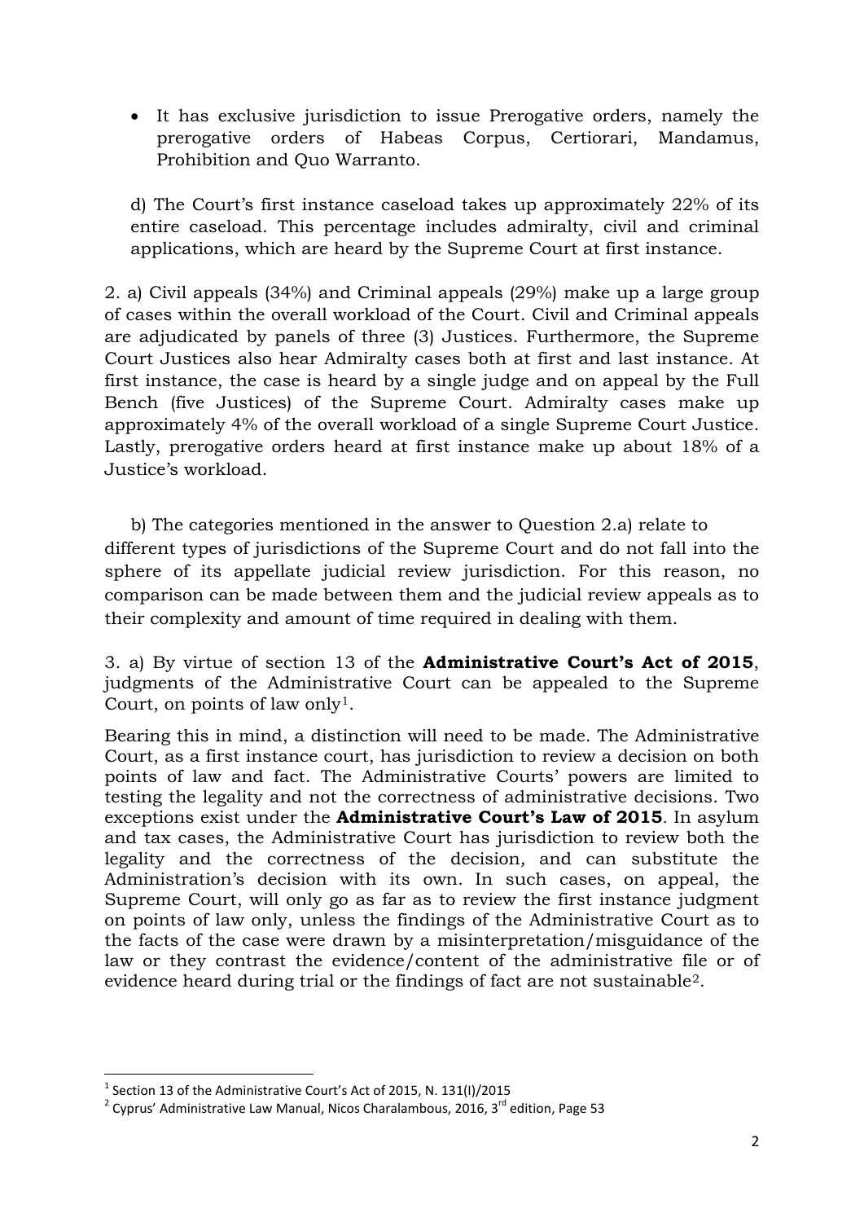- It has exclusive jurisdiction to issue Prerogative orders, namely the prerogative orders of Habeas Corpus, Certiorari, Mandamus, Prohibition and Quo Warranto.

d) The Court's first instance caseload takes up approximately 22% of its entire caseload. This percentage includes admiralty, civil and criminal applications, which are heard by the Supreme Court at first instance.

2. a) Civil appeals (34%) and Criminal appeals (29%) make up a large group of cases within the overall workload of the Court. Civil and Criminal appeals are adjudicated by panels of three (3) Justices. Furthermore, the Supreme Court Justices also hear Admiralty cases both at first and last instance. At first instance, the case is heard by a single judge and on appeal by the Full Bench (five Justices) of the Supreme Court. Admiralty cases make up approximately 4% of the overall workload of a single Supreme Court Justice. Lastly, prerogative orders heard at first instance make up about 18% of a Justice's workload.

b) The categories mentioned in the answer to Question 2.a) relate to different types of jurisdictions of the Supreme Court and do not fall into the sphere of its appellate judicial review jurisdiction. For this reason, no comparison can be made between them and the judicial review appeals as to their complexity and amount of time required in dealing with them.

3. a) By virtue of section 13 of the **Administrative Court's Act of 2015**, judgments of the Administrative Court can be appealed to the Supreme Court, on points of law only[1].

Bearing this in mind, a distinction will need to be made. The Administrative Court, as a first instance court, has jurisdiction to review a decision on both points of law and fact. The Administrative Courts' powers are limited to testing the legality and not the correctness of administrative decisions. Two exceptions exist under the **Administrative Court's Law of 2015**. In asylum and tax cases, the Administrative Court has jurisdiction to review both the legality and the correctness of the decision, and can substitute the Administration's decision with its own. In such cases, on appeal, the Supreme Court, will only go as far as to review the first instance judgment on points of law only, unless the findings of the Administrative Court as to the facts of the case were drawn by a misinterpretation/misguidance of the law or they contrast the evidence/content of the administrative file or of evidence heard during trial or the findings of fact are not sustainable[2].

---

[1] Section 13 of the Administrative Court's Act of 2015, N. 131(I)/2015

[2] Cyprus' Administrative Law Manual, Nicos Charalambous, 2016, 3rd edition, Page 53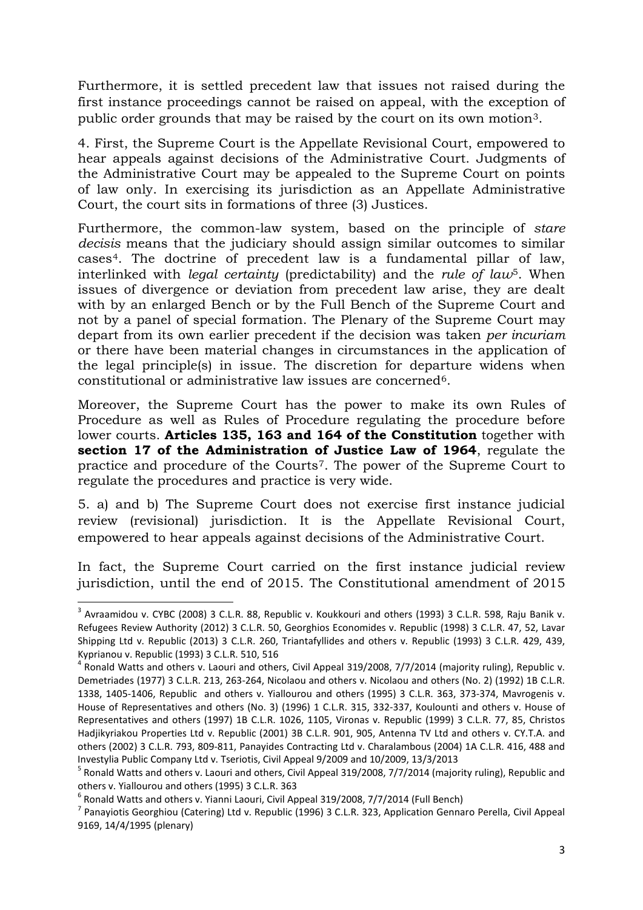Furthermore, it is settled precedent law that issues not raised during the first instance proceedings cannot be raised on appeal, with the exception of public order grounds that may be raised by the court on its own motion[3].

4. First, the Supreme Court is the Appellate Revisional Court, empowered to hear appeals against decisions of the Administrative Court. Judgments of the Administrative Court may be appealed to the Supreme Court on points of law only. In exercising its jurisdiction as an Appellate Administrative Court, the court sits in formations of three (3) Justices.

Furthermore, the common-law system, based on the principle of *stare decisis* means that the judiciary should assign similar outcomes to similar cases[4]. The doctrine of precedent law is a fundamental pillar of law, interlinked with *legal certainty* (predictability) and the *rule of law*[5]. When issues of divergence or deviation from precedent law arise, they are dealt with by an enlarged Bench or by the Full Bench of the Supreme Court and not by a panel of special formation. The Plenary of the Supreme Court may depart from its own earlier precedent if the decision was taken *per incuriam* or there have been material changes in circumstances in the application of the legal principle(s) in issue. The discretion for departure widens when constitutional or administrative law issues are concerned[6].

Moreover, the Supreme Court has the power to make its own Rules of Procedure as well as Rules of Procedure regulating the procedure before lower courts. **Articles 135, 163 and 164 of the Constitution** together with **section 17 of the Administration of Justice Law of 1964**, regulate the practice and procedure of the Courts[7]. The power of the Supreme Court to regulate the procedures and practice is very wide.

5. a) and b) The Supreme Court does not exercise first instance judicial review (revisional) jurisdiction. It is the Appellate Revisional Court, empowered to hear appeals against decisions of the Administrative Court.

In fact, the Supreme Court carried on the first instance judicial review jurisdiction, until the end of 2015. The Constitutional amendment of 2015

---

[3] Avraamidou v. CYBC (2008) 3 C.L.R. 88, Republic v. Koukkouri and others (1993) 3 C.L.R. 598, Raju Banik v. Refugees Review Authority (2012) 3 C.L.R. 50, Georghios Economides v. Republic (1998) 3 C.L.R. 47, 52, Lavar Shipping Ltd v. Republic (2013) 3 C.L.R. 260, Triantafyllides and others v. Republic (1993) 3 C.L.R. 429, 439, Kyprianou v. Republic (1993) 3 C.L.R. 510, 516

[4] Ronald Watts and others v. Laouri and others, Civil Appeal 319/2008, 7/7/2014 (majority ruling), Republic v. Demetriades (1977) 3 C.L.R. 213, 263-264, Nicolaou and others v. Nicolaou and others (No. 2) (1992) 1B C.L.R. 1338, 1405-1406, Republic and others v. Yiallourou and others (1995) 3 C.L.R. 363, 373-374, Mavrogenis v. House of Representatives and others (No. 3) (1996) 1 C.L.R. 315, 332-337, Koulounti and others v. House of Representatives and others (1997) 1B C.L.R. 1026, 1105, Vironas v. Republic (1999) 3 C.L.R. 77, 85, Christos Hadjikyriakou Properties Ltd v. Republic (2001) 3B C.L.R. 901, 905, Antenna TV Ltd and others v. CY.T.A. and others (2002) 3 C.L.R. 793, 809-811, Panayides Contracting Ltd v. Charalambous (2004) 1A C.L.R. 416, 488 and Investylia Public Company Ltd v. Tseriotis, Civil Appeal 9/2009 and 10/2009, 13/3/2013

[5] Ronald Watts and others v. Laouri and others, Civil Appeal 319/2008, 7/7/2014 (majority ruling), Republic and others v. Yiallourou and others (1995) 3 C.L.R. 363

[6] Ronald Watts and others v. Yianni Laouri, Civil Appeal 319/2008, 7/7/2014 (Full Bench)

[7] Panayiotis Georghiou (Catering) Ltd v. Republic (1996) 3 C.L.R. 323, Application Gennaro Perella, Civil Appeal 9169, 14/4/1995 (plenary)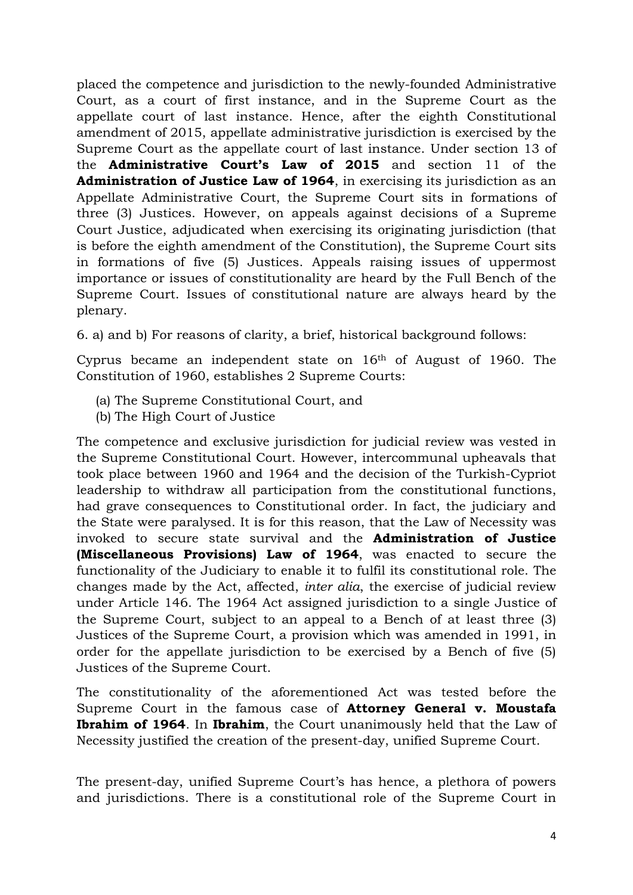placed the competence and jurisdiction to the newly-founded Administrative Court, as a court of first instance, and in the Supreme Court as the appellate court of last instance. Hence, after the eighth Constitutional amendment of 2015, appellate administrative jurisdiction is exercised by the Supreme Court as the appellate court of last instance. Under section 13 of the **Administrative Court's Law of 2015** and section 11 of the **Administration of Justice Law of 1964**, in exercising its jurisdiction as an Appellate Administrative Court, the Supreme Court sits in formations of three (3) Justices. However, on appeals against decisions of a Supreme Court Justice, adjudicated when exercising its originating jurisdiction (that is before the eighth amendment of the Constitution), the Supreme Court sits in formations of five (5) Justices. Appeals raising issues of uppermost importance or issues of constitutionality are heard by the Full Bench of the Supreme Court. Issues of constitutional nature are always heard by the plenary.

6. a) and b) For reasons of clarity, a brief, historical background follows:

Cyprus became an independent state on 16th of August of 1960. The Constitution of 1960, establishes 2 Supreme Courts:

(a) The Supreme Constitutional Court, and
(b) The High Court of Justice

The competence and exclusive jurisdiction for judicial review was vested in the Supreme Constitutional Court. However, intercommunal upheavals that took place between 1960 and 1964 and the decision of the Turkish-Cypriot leadership to withdraw all participation from the constitutional functions, had grave consequences to Constitutional order. In fact, the judiciary and the State were paralysed. It is for this reason, that the Law of Necessity was invoked to secure state survival and the **Administration of Justice (Miscellaneous Provisions) Law of 1964**, was enacted to secure the functionality of the Judiciary to enable it to fulfil its constitutional role. The changes made by the Act, affected, *inter alia*, the exercise of judicial review under Article 146. The 1964 Act assigned jurisdiction to a single Justice of the Supreme Court, subject to an appeal to a Bench of at least three (3) Justices of the Supreme Court, a provision which was amended in 1991, in order for the appellate jurisdiction to be exercised by a Bench of five (5) Justices of the Supreme Court.

The constitutionality of the aforementioned Act was tested before the Supreme Court in the famous case of **Attorney General v. Moustafa Ibrahim of 1964**. In **Ibrahim**, the Court unanimously held that the Law of Necessity justified the creation of the present-day, unified Supreme Court.

The present-day, unified Supreme Court's has hence, a plethora of powers and jurisdictions. There is a constitutional role of the Supreme Court in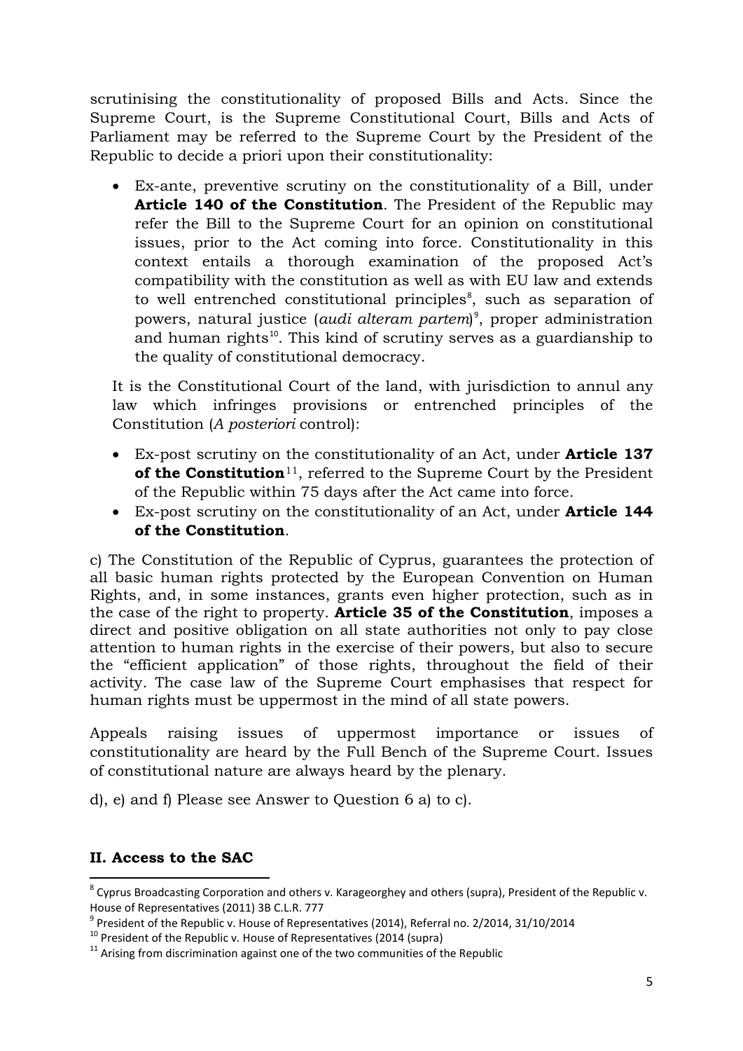scrutinising the constitutionality of proposed Bills and Acts. Since the Supreme Court, is the Supreme Constitutional Court, Bills and Acts of Parliament may be referred to the Supreme Court by the President of the Republic to decide a priori upon their constitutionality:

- Ex-ante, preventive scrutiny on the constitutionality of a Bill, under **Article 140 of the Constitution**. The President of the Republic may refer the Bill to the Supreme Court for an opinion on constitutional issues, prior to the Act coming into force. Constitutionality in this context entails a thorough examination of the proposed Act's compatibility with the constitution as well as with EU law and extends to well entrenched constitutional principles[8], such as separation of powers, natural justice (*audi alteram partem*)[9], proper administration and human rights[10]. This kind of scrutiny serves as a guardianship to the quality of constitutional democracy.

It is the Constitutional Court of the land, with jurisdiction to annul any law which infringes provisions or entrenched principles of the Constitution (*A posteriori* control):

- Ex-post scrutiny on the constitutionality of an Act, under **Article 137 of the Constitution**[11], referred to the Supreme Court by the President of the Republic within 75 days after the Act came into force.
- Ex-post scrutiny on the constitutionality of an Act, under **Article 144 of the Constitution**.

c) The Constitution of the Republic of Cyprus, guarantees the protection of all basic human rights protected by the European Convention on Human Rights, and, in some instances, grants even higher protection, such as in the case of the right to property. **Article 35 of the Constitution**, imposes a direct and positive obligation on all state authorities not only to pay close attention to human rights in the exercise of their powers, but also to secure the "efficient application" of those rights, throughout the field of their activity. The case law of the Supreme Court emphasises that respect for human rights must be uppermost in the mind of all state powers.

Appeals raising issues of uppermost importance or issues of constitutionality are heard by the Full Bench of the Supreme Court. Issues of constitutional nature are always heard by the plenary.

d), e) and f) Please see Answer to Question 6 a) to c).

## II. Access to the SAC

[8] Cyprus Broadcasting Corporation and others v. Karageorghey and others (supra), President of the Republic v. House of Representatives (2011) 3B C.L.R. 777

[9] President of the Republic v. House of Representatives (2014), Referral no. 2/2014, 31/10/2014

[10] President of the Republic v. House of Representatives (2014 (supra)

[11] Arising from discrimination against one of the two communities of the Republic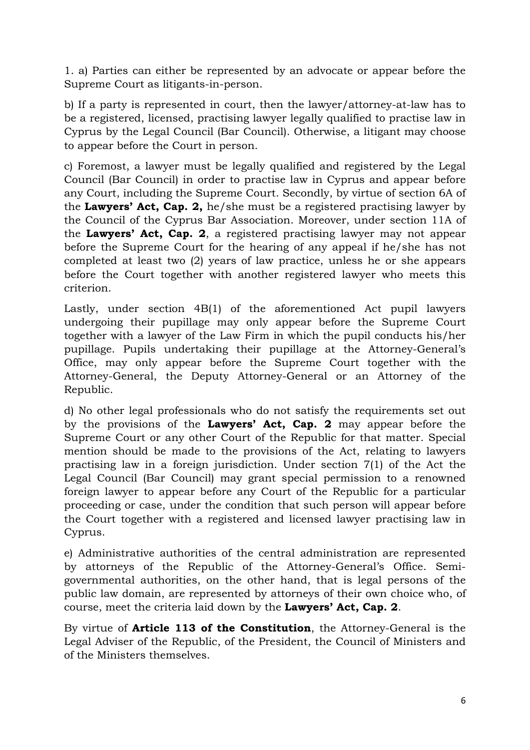1. a) Parties can either be represented by an advocate or appear before the Supreme Court as litigants-in-person.

b) If a party is represented in court, then the lawyer/attorney-at-law has to be a registered, licensed, practising lawyer legally qualified to practise law in Cyprus by the Legal Council (Bar Council). Otherwise, a litigant may choose to appear before the Court in person.

c) Foremost, a lawyer must be legally qualified and registered by the Legal Council (Bar Council) in order to practise law in Cyprus and appear before any Court, including the Supreme Court. Secondly, by virtue of section 6A of the **Lawyers' Act, Cap. 2,** he/she must be a registered practising lawyer by the Council of the Cyprus Bar Association. Moreover, under section 11A of the **Lawyers' Act, Cap. 2**, a registered practising lawyer may not appear before the Supreme Court for the hearing of any appeal if he/she has not completed at least two (2) years of law practice, unless he or she appears before the Court together with another registered lawyer who meets this criterion.

Lastly, under section 4B(1) of the aforementioned Act pupil lawyers undergoing their pupillage may only appear before the Supreme Court together with a lawyer of the Law Firm in which the pupil conducts his/her pupillage. Pupils undertaking their pupillage at the Attorney-General's Office, may only appear before the Supreme Court together with the Attorney-General, the Deputy Attorney-General or an Attorney of the Republic.

d) No other legal professionals who do not satisfy the requirements set out by the provisions of the **Lawyers' Act, Cap. 2** may appear before the Supreme Court or any other Court of the Republic for that matter. Special mention should be made to the provisions of the Act, relating to lawyers practising law in a foreign jurisdiction. Under section 7(1) of the Act the Legal Council (Bar Council) may grant special permission to a renowned foreign lawyer to appear before any Court of the Republic for a particular proceeding or case, under the condition that such person will appear before the Court together with a registered and licensed lawyer practising law in Cyprus.

e) Administrative authorities of the central administration are represented by attorneys of the Republic of the Attorney-General's Office. Semi-governmental authorities, on the other hand, that is legal persons of the public law domain, are represented by attorneys of their own choice who, of course, meet the criteria laid down by the **Lawyers' Act, Cap. 2**.

By virtue of **Article 113 of the Constitution**, the Attorney-General is the Legal Adviser of the Republic, of the President, the Council of Ministers and of the Ministers themselves.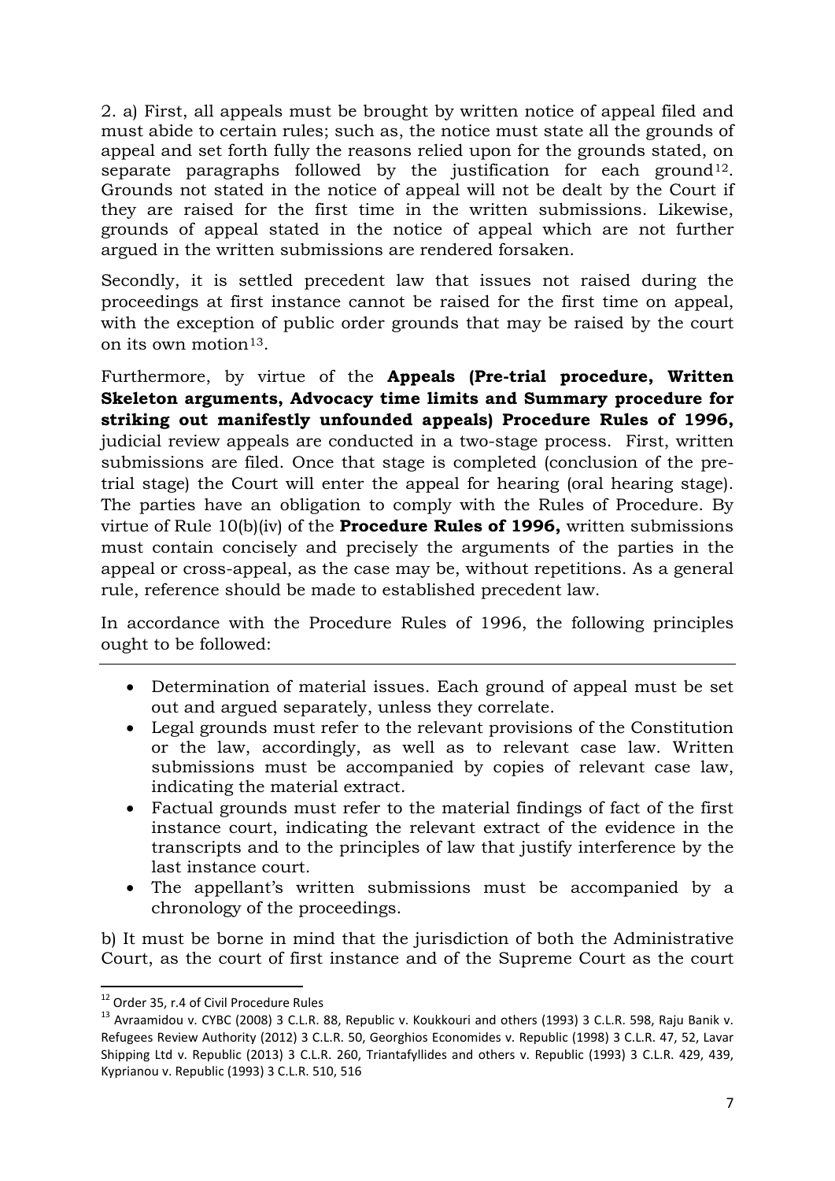2. a) First, all appeals must be brought by written notice of appeal filed and must abide to certain rules; such as, the notice must state all the grounds of appeal and set forth fully the reasons relied upon for the grounds stated, on separate paragraphs followed by the justification for each ground[12]. Grounds not stated in the notice of appeal will not be dealt by the Court if they are raised for the first time in the written submissions. Likewise, grounds of appeal stated in the notice of appeal which are not further argued in the written submissions are rendered forsaken.

Secondly, it is settled precedent law that issues not raised during the proceedings at first instance cannot be raised for the first time on appeal, with the exception of public order grounds that may be raised by the court on its own motion[13].

Furthermore, by virtue of the **Appeals (Pre-trial procedure, Written Skeleton arguments, Advocacy time limits and Summary procedure for striking out manifestly unfounded appeals) Procedure Rules of 1996,** judicial review appeals are conducted in a two-stage process. First, written submissions are filed. Once that stage is completed (conclusion of the pre-trial stage) the Court will enter the appeal for hearing (oral hearing stage). The parties have an obligation to comply with the Rules of Procedure. By virtue of Rule 10(b)(iv) of the **Procedure Rules of 1996,** written submissions must contain concisely and precisely the arguments of the parties in the appeal or cross-appeal, as the case may be, without repetitions. As a general rule, reference should be made to established precedent law.

In accordance with the Procedure Rules of 1996, the following principles ought to be followed:

- Determination of material issues. Each ground of appeal must be set out and argued separately, unless they correlate.
- Legal grounds must refer to the relevant provisions of the Constitution or the law, accordingly, as well as to relevant case law. Written submissions must be accompanied by copies of relevant case law, indicating the material extract.
- Factual grounds must refer to the material findings of fact of the first instance court, indicating the relevant extract of the evidence in the transcripts and to the principles of law that justify interference by the last instance court.
- The appellant's written submissions must be accompanied by a chronology of the proceedings.

b) It must be borne in mind that the jurisdiction of both the Administrative Court, as the court of first instance and of the Supreme Court as the court

---

[12] Order 35, r.4 of Civil Procedure Rules

[13] Avraamidou v. CYBC (2008) 3 C.L.R. 88, Republic v. Koukkouri and others (1993) 3 C.L.R. 598, Raju Banik v. Refugees Review Authority (2012) 3 C.L.R. 50, Georghios Economides v. Republic (1998) 3 C.L.R. 47, 52, Lavar Shipping Ltd v. Republic (2013) 3 C.L.R. 260, Triantafyllides and others v. Republic (1993) 3 C.L.R. 429, 439, Kyprianou v. Republic (1993) 3 C.L.R. 510, 516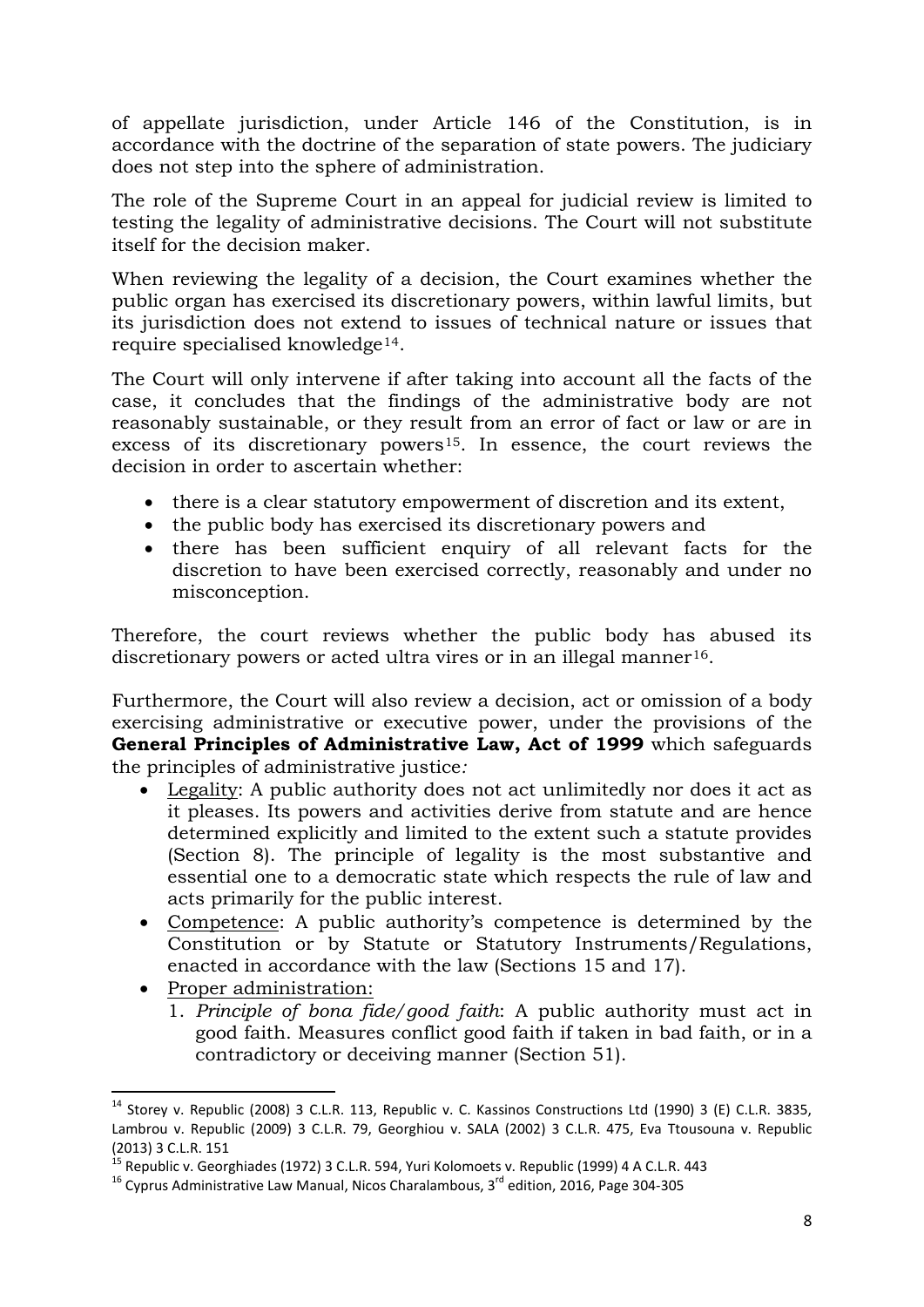of appellate jurisdiction, under Article 146 of the Constitution, is in accordance with the doctrine of the separation of state powers. The judiciary does not step into the sphere of administration.

The role of the Supreme Court in an appeal for judicial review is limited to testing the legality of administrative decisions. The Court will not substitute itself for the decision maker.

When reviewing the legality of a decision, the Court examines whether the public organ has exercised its discretionary powers, within lawful limits, but its jurisdiction does not extend to issues of technical nature or issues that require specialised knowledge[14].

The Court will only intervene if after taking into account all the facts of the case, it concludes that the findings of the administrative body are not reasonably sustainable, or they result from an error of fact or law or are in excess of its discretionary powers[15]. In essence, the court reviews the decision in order to ascertain whether:

- there is a clear statutory empowerment of discretion and its extent,
- the public body has exercised its discretionary powers and
- there has been sufficient enquiry of all relevant facts for the discretion to have been exercised correctly, reasonably and under no misconception.

Therefore, the court reviews whether the public body has abused its discretionary powers or acted ultra vires or in an illegal manner[16].

Furthermore, the Court will also review a decision, act or omission of a body exercising administrative or executive power, under the provisions of the **General Principles of Administrative Law, Act of 1999** which safeguards the principles of administrative justice*:*

- Legality: A public authority does not act unlimitedly nor does it act as it pleases. Its powers and activities derive from statute and are hence determined explicitly and limited to the extent such a statute provides (Section 8). The principle of legality is the most substantive and essential one to a democratic state which respects the rule of law and acts primarily for the public interest.
- Competence: A public authority's competence is determined by the Constitution or by Statute or Statutory Instruments/Regulations, enacted in accordance with the law (Sections 15 and 17).
- Proper administration:
  1. *Principle of bona fide/good faith*: A public authority must act in good faith. Measures conflict good faith if taken in bad faith, or in a contradictory or deceiving manner (Section 51).

---

[14] Storey v. Republic (2008) 3 C.L.R. 113, Republic v. C. Kassinos Constructions Ltd (1990) 3 (E) C.L.R. 3835, Lambrou v. Republic (2009) 3 C.L.R. 79, Georghiou v. SALA (2002) 3 C.L.R. 475, Eva Ttousouna v. Republic (2013) 3 C.L.R. 151

[15] Republic v. Georghiades (1972) 3 C.L.R. 594, Yuri Kolomoets v. Republic (1999) 4 A C.L.R. 443

[16] Cyprus Administrative Law Manual, Nicos Charalambous, 3rd edition, 2016, Page 304-305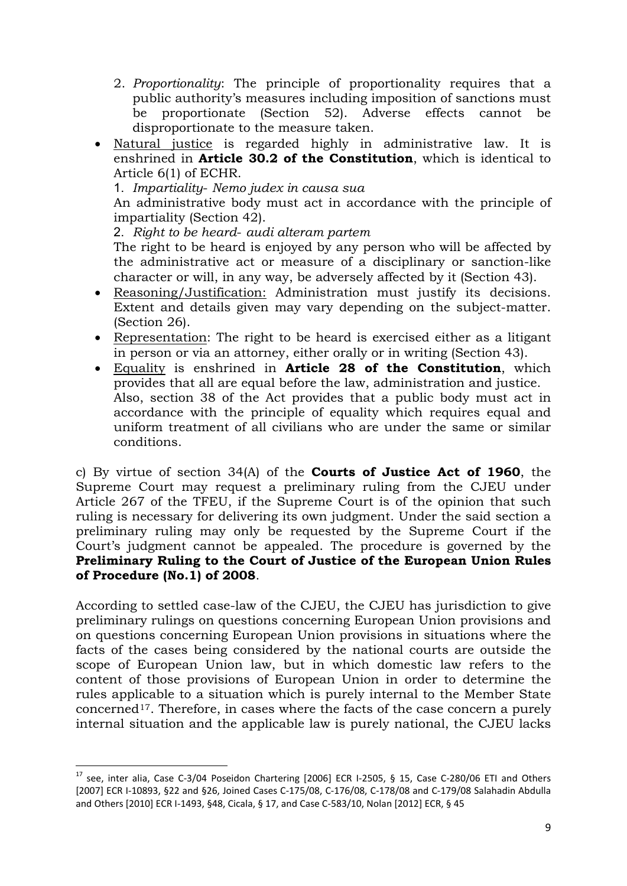2. *Proportionality*: The principle of proportionality requires that a public authority's measures including imposition of sanctions must be proportionate (Section 52). Adverse effects cannot be disproportionate to the measure taken.

- Natural justice is regarded highly in administrative law. It is enshrined in **Article 30.2 of the Constitution**, which is identical to Article 6(1) of ECHR.

  1. *Impartiality- Nemo judex in causa sua*

  An administrative body must act in accordance with the principle of impartiality (Section 42).

  2. *Right to be heard- audi alteram partem*

  The right to be heard is enjoyed by any person who will be affected by the administrative act or measure of a disciplinary or sanction-like character or will, in any way, be adversely affected by it (Section 43).

- Reasoning/Justification: Administration must justify its decisions. Extent and details given may vary depending on the subject-matter. (Section 26).
- Representation: The right to be heard is exercised either as a litigant in person or via an attorney, either orally or in writing (Section 43).
- Equality is enshrined in **Article 28 of the Constitution**, which provides that all are equal before the law, administration and justice. Also, section 38 of the Act provides that a public body must act in accordance with the principle of equality which requires equal and uniform treatment of all civilians who are under the same or similar conditions.

c) By virtue of section 34(A) of the **Courts of Justice Act of 1960**, the Supreme Court may request a preliminary ruling from the CJEU under Article 267 of the TFEU, if the Supreme Court is of the opinion that such ruling is necessary for delivering its own judgment. Under the said section a preliminary ruling may only be requested by the Supreme Court if the Court's judgment cannot be appealed. The procedure is governed by the **Preliminary Ruling to the Court of Justice of the European Union Rules of Procedure (No.1) of 2008**.

According to settled case-law of the CJEU, the CJEU has jurisdiction to give preliminary rulings on questions concerning European Union provisions and on questions concerning European Union provisions in situations where the facts of the cases being considered by the national courts are outside the scope of European Union law, but in which domestic law refers to the content of those provisions of European Union in order to determine the rules applicable to a situation which is purely internal to the Member State concerned[17]. Therefore, in cases where the facts of the case concern a purely internal situation and the applicable law is purely national, the CJEU lacks

[17] see, inter alia, Case C-3/04 Poseidon Chartering [2006] ECR I-2505, § 15, Case C-280/06 ETI and Others [2007] ECR I-10893, §22 and §26, Joined Cases C-175/08, C-176/08, C-178/08 and C-179/08 Salahadin Abdulla and Others [2010] ECR I-1493, §48, Cicala, § 17, and Case C-583/10, Nolan [2012] ECR, § 45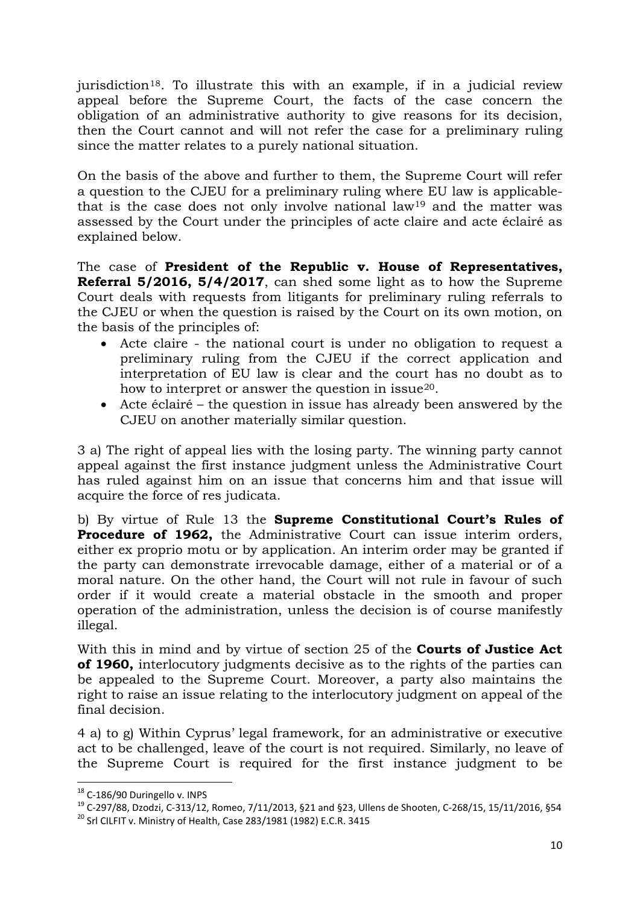jurisdiction[18]. To illustrate this with an example, if in a judicial review appeal before the Supreme Court, the facts of the case concern the obligation of an administrative authority to give reasons for its decision, then the Court cannot and will not refer the case for a preliminary ruling since the matter relates to a purely national situation.

On the basis of the above and further to them, the Supreme Court will refer a question to the CJEU for a preliminary ruling where EU law is applicable- that is the case does not only involve national law[19] and the matter was assessed by the Court under the principles of acte claire and acte éclairé as explained below.

The case of **President of the Republic v. House of Representatives, Referral 5/2016, 5/4/2017**, can shed some light as to how the Supreme Court deals with requests from litigants for preliminary ruling referrals to the CJEU or when the question is raised by the Court on its own motion, on the basis of the principles of:

- Acte claire - the national court is under no obligation to request a preliminary ruling from the CJEU if the correct application and interpretation of EU law is clear and the court has no doubt as to how to interpret or answer the question in issue[20].
- Acte éclairé – the question in issue has already been answered by the CJEU on another materially similar question.

3 a) The right of appeal lies with the losing party. The winning party cannot appeal against the first instance judgment unless the Administrative Court has ruled against him on an issue that concerns him and that issue will acquire the force of res judicata.

b) By virtue of Rule 13 the **Supreme Constitutional Court's Rules of Procedure of 1962,** the Administrative Court can issue interim orders, either ex proprio motu or by application. An interim order may be granted if the party can demonstrate irrevocable damage, either of a material or of a moral nature. On the other hand, the Court will not rule in favour of such order if it would create a material obstacle in the smooth and proper operation of the administration, unless the decision is of course manifestly illegal.

With this in mind and by virtue of section 25 of the **Courts of Justice Act of 1960,** interlocutory judgments decisive as to the rights of the parties can be appealed to the Supreme Court. Moreover, a party also maintains the right to raise an issue relating to the interlocutory judgment on appeal of the final decision.

4 a) to g) Within Cyprus' legal framework, for an administrative or executive act to be challenged, leave of the court is not required. Similarly, no leave of the Supreme Court is required for the first instance judgment to be

---

[18] C-186/90 Duringello v. INPS

[19] C-297/88, Dzodzi, C-313/12, Romeo, 7/11/2013, §21 and §23, Ullens de Shooten, C-268/15, 15/11/2016, §54

[20] Srl CILFIT v. Ministry of Health, Case 283/1981 (1982) E.C.R. 3415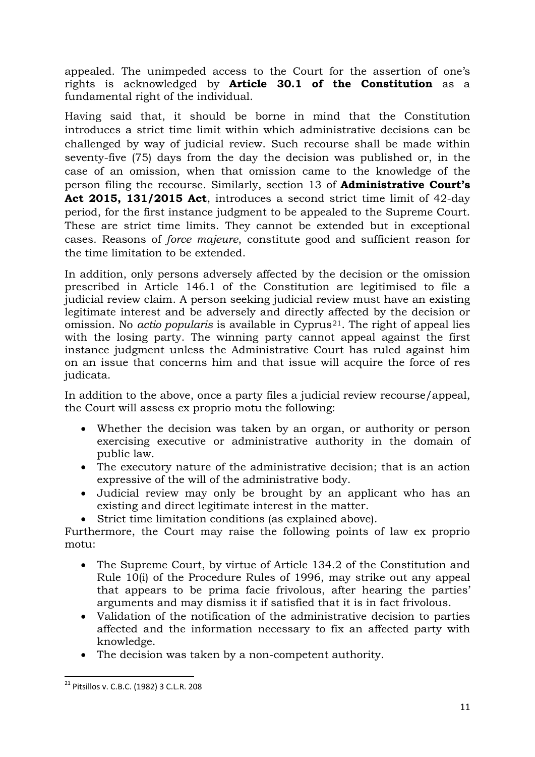appealed. The unimpeded access to the Court for the assertion of one's rights is acknowledged by **Article 30.1 of the Constitution** as a fundamental right of the individual.

Having said that, it should be borne in mind that the Constitution introduces a strict time limit within which administrative decisions can be challenged by way of judicial review. Such recourse shall be made within seventy-five (75) days from the day the decision was published or, in the case of an omission, when that omission came to the knowledge of the person filing the recourse. Similarly, section 13 of **Administrative Court's Act 2015, 131/2015 Act**, introduces a second strict time limit of 42-day period, for the first instance judgment to be appealed to the Supreme Court. These are strict time limits. They cannot be extended but in exceptional cases. Reasons of *force majeure*, constitute good and sufficient reason for the time limitation to be extended.

In addition, only persons adversely affected by the decision or the omission prescribed in Article 146.1 of the Constitution are legitimised to file a judicial review claim. A person seeking judicial review must have an existing legitimate interest and be adversely and directly affected by the decision or omission. No *actio popularis* is available in Cyprus[21]. The right of appeal lies with the losing party. The winning party cannot appeal against the first instance judgment unless the Administrative Court has ruled against him on an issue that concerns him and that issue will acquire the force of res judicata.

In addition to the above, once a party files a judicial review recourse/appeal, the Court will assess ex proprio motu the following:

- Whether the decision was taken by an organ, or authority or person exercising executive or administrative authority in the domain of public law.
- The executory nature of the administrative decision; that is an action expressive of the will of the administrative body.
- Judicial review may only be brought by an applicant who has an existing and direct legitimate interest in the matter.
- Strict time limitation conditions (as explained above).

Furthermore, the Court may raise the following points of law ex proprio motu:

- The Supreme Court, by virtue of Article 134.2 of the Constitution and Rule 10(i) of the Procedure Rules of 1996, may strike out any appeal that appears to be prima facie frivolous, after hearing the parties' arguments and may dismiss it if satisfied that it is in fact frivolous.
- Validation of the notification of the administrative decision to parties affected and the information necessary to fix an affected party with knowledge.
- The decision was taken by a non-competent authority.

[21] Pitsillos v. C.B.C. (1982) 3 C.L.R. 208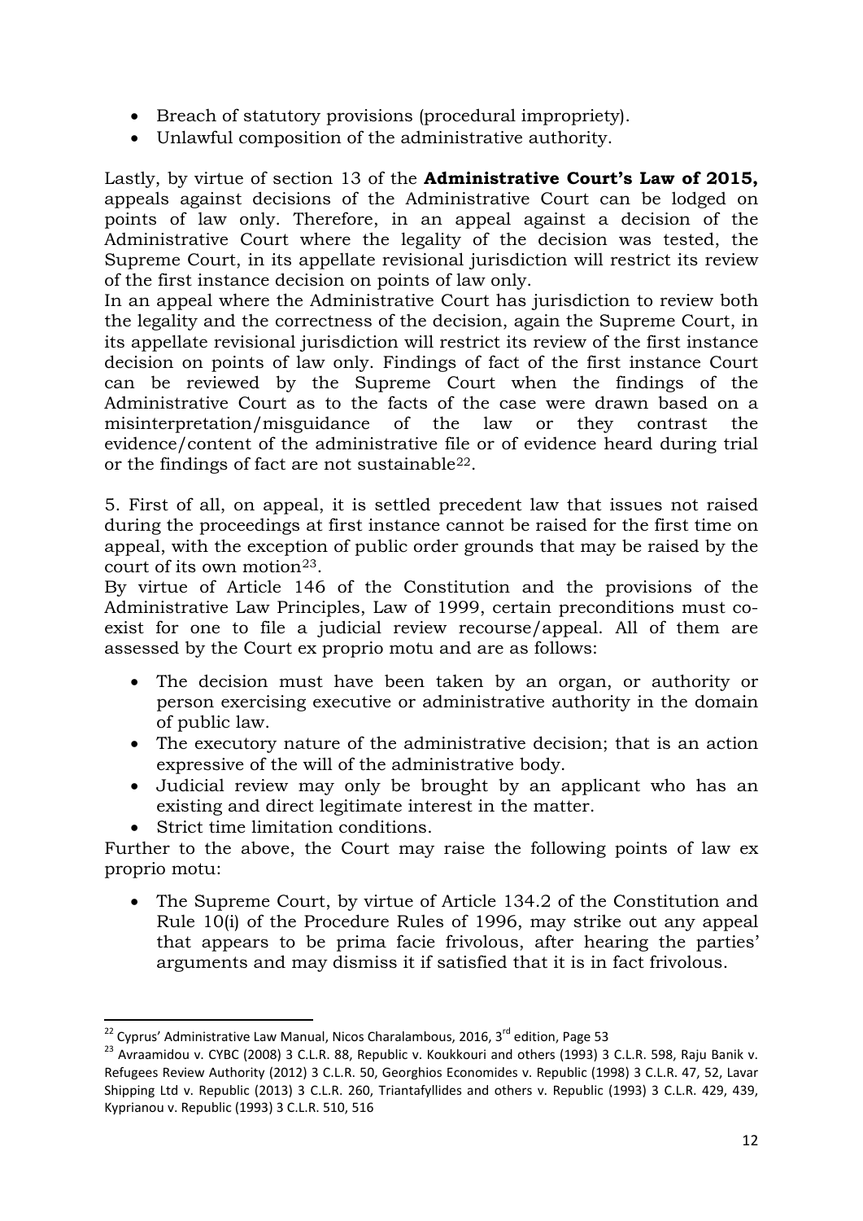- Breach of statutory provisions (procedural impropriety).
- Unlawful composition of the administrative authority.

Lastly, by virtue of section 13 of the **Administrative Court's Law of 2015,** appeals against decisions of the Administrative Court can be lodged on points of law only. Therefore, in an appeal against a decision of the Administrative Court where the legality of the decision was tested, the Supreme Court, in its appellate revisional jurisdiction will restrict its review of the first instance decision on points of law only.

In an appeal where the Administrative Court has jurisdiction to review both the legality and the correctness of the decision, again the Supreme Court, in its appellate revisional jurisdiction will restrict its review of the first instance decision on points of law only. Findings of fact of the first instance Court can be reviewed by the Supreme Court when the findings of the Administrative Court as to the facts of the case were drawn based on a misinterpretation/misguidance of the law or they contrast the evidence/content of the administrative file or of evidence heard during trial or the findings of fact are not sustainable[22].

5. First of all, on appeal, it is settled precedent law that issues not raised during the proceedings at first instance cannot be raised for the first time on appeal, with the exception of public order grounds that may be raised by the court of its own motion[23].

By virtue of Article 146 of the Constitution and the provisions of the Administrative Law Principles, Law of 1999, certain preconditions must co-exist for one to file a judicial review recourse/appeal. All of them are assessed by the Court ex proprio motu and are as follows:

- The decision must have been taken by an organ, or authority or person exercising executive or administrative authority in the domain of public law.
- The executory nature of the administrative decision; that is an action expressive of the will of the administrative body.
- Judicial review may only be brought by an applicant who has an existing and direct legitimate interest in the matter.
- Strict time limitation conditions.

Further to the above, the Court may raise the following points of law ex proprio motu:

- The Supreme Court, by virtue of Article 134.2 of the Constitution and Rule 10(i) of the Procedure Rules of 1996, may strike out any appeal that appears to be prima facie frivolous, after hearing the parties' arguments and may dismiss it if satisfied that it is in fact frivolous.

---

[22] Cyprus' Administrative Law Manual, Nicos Charalambous, 2016, 3rd edition, Page 53

[23] Avraamidou v. CYBC (2008) 3 C.L.R. 88, Republic v. Koukkouri and others (1993) 3 C.L.R. 598, Raju Banik v. Refugees Review Authority (2012) 3 C.L.R. 50, Georghios Economides v. Republic (1998) 3 C.L.R. 47, 52, Lavar Shipping Ltd v. Republic (2013) 3 C.L.R. 260, Triantafyllides and others v. Republic (1993) 3 C.L.R. 429, 439, Kyprianou v. Republic (1993) 3 C.L.R. 510, 516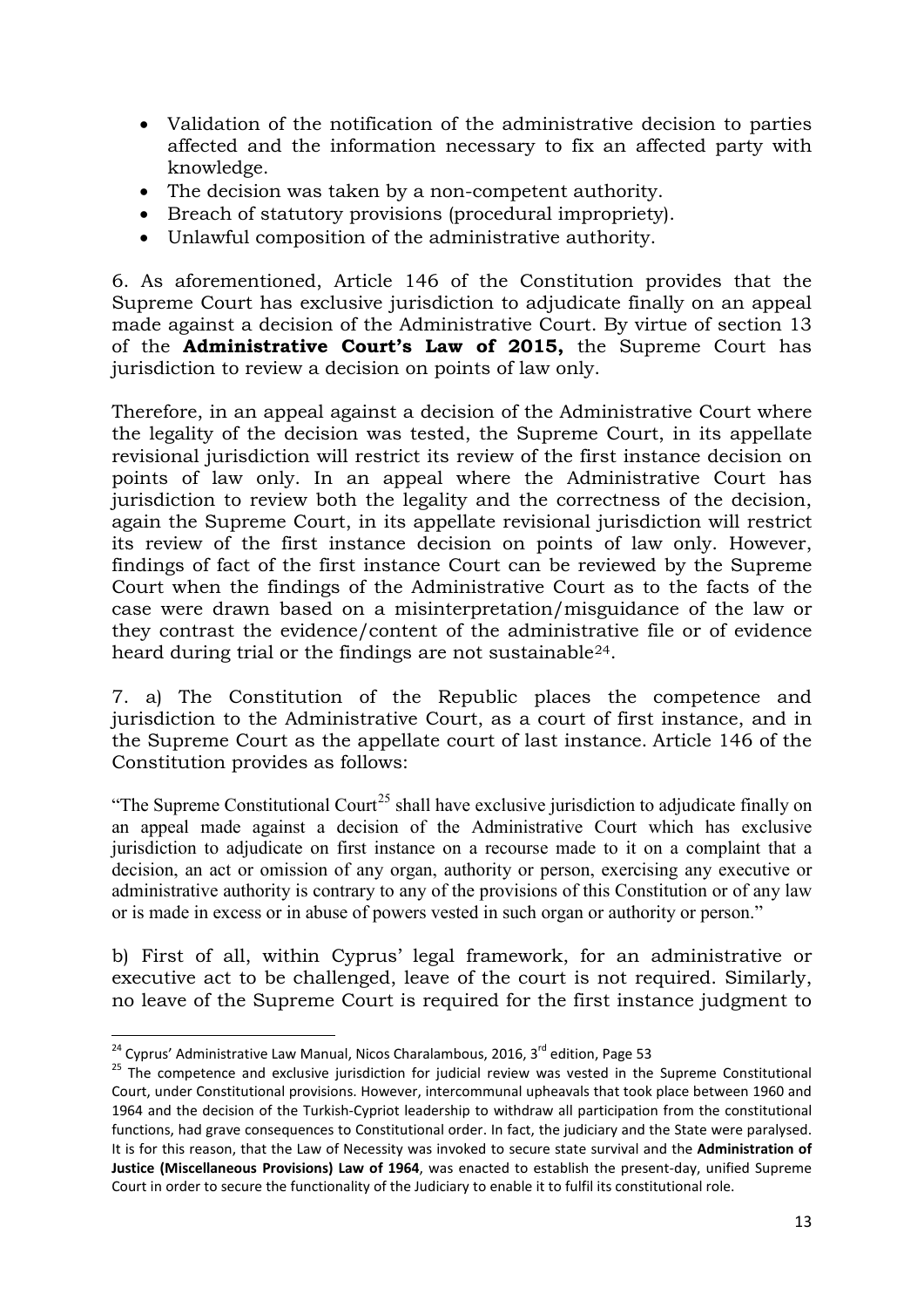- Validation of the notification of the administrative decision to parties affected and the information necessary to fix an affected party with knowledge.
- The decision was taken by a non-competent authority.
- Breach of statutory provisions (procedural impropriety).
- Unlawful composition of the administrative authority.

6. As aforementioned, Article 146 of the Constitution provides that the Supreme Court has exclusive jurisdiction to adjudicate finally on an appeal made against a decision of the Administrative Court. By virtue of section 13 of the **Administrative Court's Law of 2015,** the Supreme Court has jurisdiction to review a decision on points of law only.

Therefore, in an appeal against a decision of the Administrative Court where the legality of the decision was tested, the Supreme Court, in its appellate revisional jurisdiction will restrict its review of the first instance decision on points of law only. In an appeal where the Administrative Court has jurisdiction to review both the legality and the correctness of the decision, again the Supreme Court, in its appellate revisional jurisdiction will restrict its review of the first instance decision on points of law only. However, findings of fact of the first instance Court can be reviewed by the Supreme Court when the findings of the Administrative Court as to the facts of the case were drawn based on a misinterpretation/misguidance of the law or they contrast the evidence/content of the administrative file or of evidence heard during trial or the findings are not sustainable[24].

7. a) The Constitution of the Republic places the competence and jurisdiction to the Administrative Court, as a court of first instance, and in the Supreme Court as the appellate court of last instance. Article 146 of the Constitution provides as follows:

"The Supreme Constitutional Court[25] shall have exclusive jurisdiction to adjudicate finally on an appeal made against a decision of the Administrative Court which has exclusive jurisdiction to adjudicate on first instance on a recourse made to it on a complaint that a decision, an act or omission of any organ, authority or person, exercising any executive or administrative authority is contrary to any of the provisions of this Constitution or of any law or is made in excess or in abuse of powers vested in such organ or authority or person."

b) First of all, within Cyprus' legal framework, for an administrative or executive act to be challenged, leave of the court is not required. Similarly, no leave of the Supreme Court is required for the first instance judgment to

---

[24] Cyprus' Administrative Law Manual, Nicos Charalambous, 2016, 3rd edition, Page 53

[25] The competence and exclusive jurisdiction for judicial review was vested in the Supreme Constitutional Court, under Constitutional provisions. However, intercommunal upheavals that took place between 1960 and 1964 and the decision of the Turkish-Cypriot leadership to withdraw all participation from the constitutional functions, had grave consequences to Constitutional order. In fact, the judiciary and the State were paralysed. It is for this reason, that the Law of Necessity was invoked to secure state survival and the **Administration of Justice (Miscellaneous Provisions) Law of 1964**, was enacted to establish the present-day, unified Supreme Court in order to secure the functionality of the Judiciary to enable it to fulfil its constitutional role.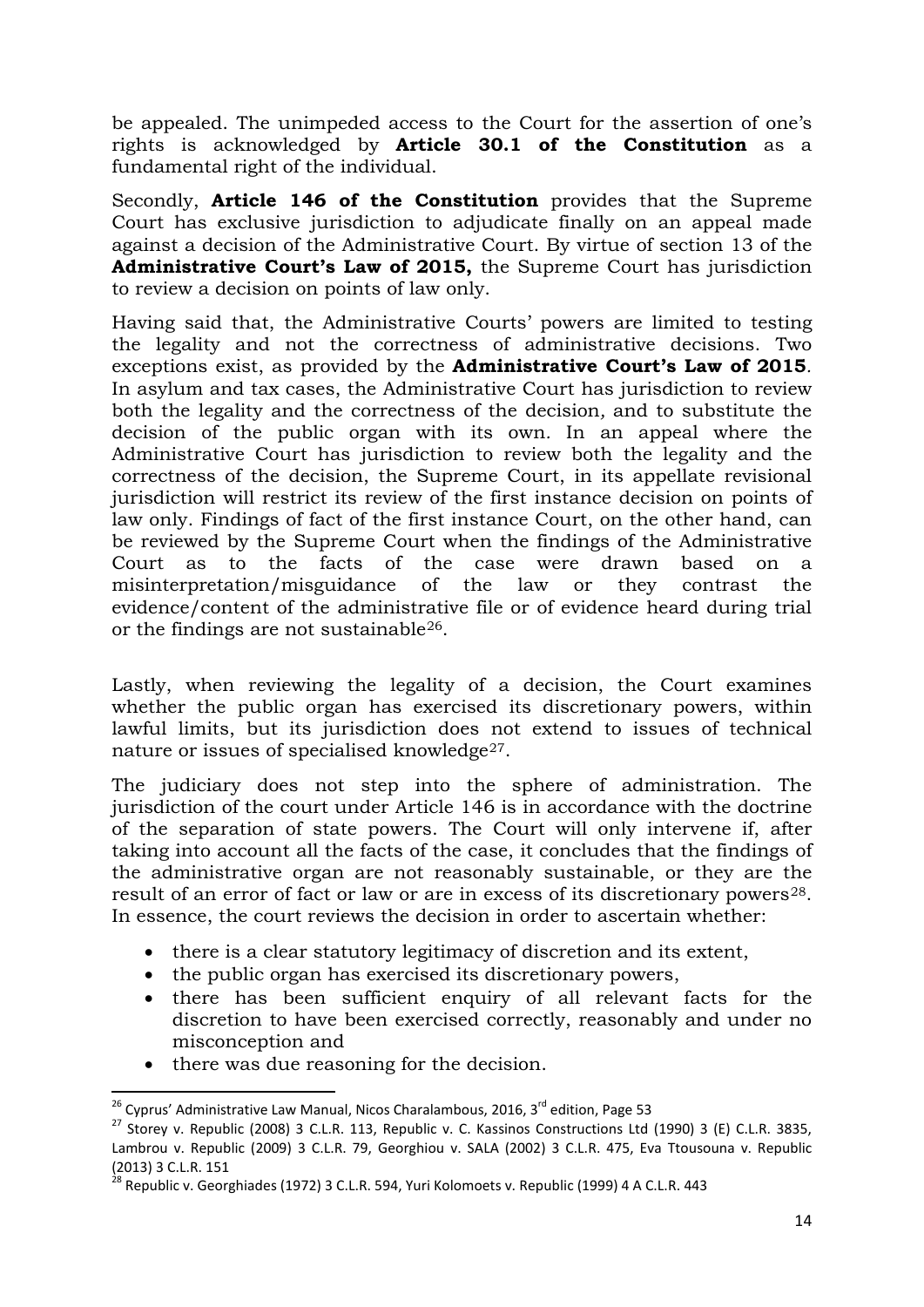be appealed. The unimpeded access to the Court for the assertion of one's rights is acknowledged by **Article 30.1 of the Constitution** as a fundamental right of the individual.

Secondly, **Article 146 of the Constitution** provides that the Supreme Court has exclusive jurisdiction to adjudicate finally on an appeal made against a decision of the Administrative Court. By virtue of section 13 of the **Administrative Court's Law of 2015,** the Supreme Court has jurisdiction to review a decision on points of law only.

Having said that, the Administrative Courts' powers are limited to testing the legality and not the correctness of administrative decisions. Two exceptions exist, as provided by the **Administrative Court's Law of 2015**. In asylum and tax cases, the Administrative Court has jurisdiction to review both the legality and the correctness of the decision, and to substitute the decision of the public organ with its own. In an appeal where the Administrative Court has jurisdiction to review both the legality and the correctness of the decision, the Supreme Court, in its appellate revisional jurisdiction will restrict its review of the first instance decision on points of law only. Findings of fact of the first instance Court, on the other hand, can be reviewed by the Supreme Court when the findings of the Administrative Court as to the facts of the case were drawn based on a misinterpretation/misguidance of the law or they contrast the evidence/content of the administrative file or of evidence heard during trial or the findings are not sustainable[26].

Lastly, when reviewing the legality of a decision, the Court examines whether the public organ has exercised its discretionary powers, within lawful limits, but its jurisdiction does not extend to issues of technical nature or issues of specialised knowledge[27].

The judiciary does not step into the sphere of administration. The jurisdiction of the court under Article 146 is in accordance with the doctrine of the separation of state powers. The Court will only intervene if, after taking into account all the facts of the case, it concludes that the findings of the administrative organ are not reasonably sustainable, or they are the result of an error of fact or law or are in excess of its discretionary powers[28]. In essence, the court reviews the decision in order to ascertain whether:

- there is a clear statutory legitimacy of discretion and its extent,
- the public organ has exercised its discretionary powers,
- there has been sufficient enquiry of all relevant facts for the discretion to have been exercised correctly, reasonably and under no misconception and
- there was due reasoning for the decision.

---

[26] Cyprus' Administrative Law Manual, Nicos Charalambous, 2016, 3rd edition, Page 53

[27] Storey v. Republic (2008) 3 C.L.R. 113, Republic v. C. Kassinos Constructions Ltd (1990) 3 (E) C.L.R. 3835, Lambrou v. Republic (2009) 3 C.L.R. 79, Georghiou v. SALA (2002) 3 C.L.R. 475, Eva Ttousouna v. Republic (2013) 3 C.L.R. 151

[28] Republic v. Georghiades (1972) 3 C.L.R. 594, Yuri Kolomoets v. Republic (1999) 4 A C.L.R. 443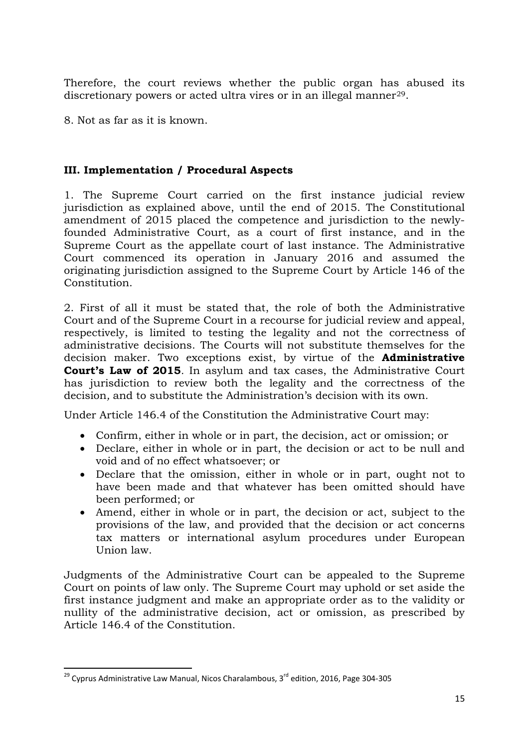Therefore, the court reviews whether the public organ has abused its discretionary powers or acted ultra vires or in an illegal manner[29].

8. Not as far as it is known.

### III. Implementation / Procedural Aspects

1. The Supreme Court carried on the first instance judicial review jurisdiction as explained above, until the end of 2015. The Constitutional amendment of 2015 placed the competence and jurisdiction to the newly-founded Administrative Court, as a court of first instance, and in the Supreme Court as the appellate court of last instance. The Administrative Court commenced its operation in January 2016 and assumed the originating jurisdiction assigned to the Supreme Court by Article 146 of the Constitution.

2. First of all it must be stated that, the role of both the Administrative Court and of the Supreme Court in a recourse for judicial review and appeal, respectively, is limited to testing the legality and not the correctness of administrative decisions. The Courts will not substitute themselves for the decision maker. Two exceptions exist, by virtue of the **Administrative Court's Law of 2015**. In asylum and tax cases, the Administrative Court has jurisdiction to review both the legality and the correctness of the decision, and to substitute the Administration's decision with its own.

Under Article 146.4 of the Constitution the Administrative Court may:

- Confirm, either in whole or in part, the decision, act or omission; or
- Declare, either in whole or in part, the decision or act to be null and void and of no effect whatsoever; or
- Declare that the omission, either in whole or in part, ought not to have been made and that whatever has been omitted should have been performed; or
- Amend, either in whole or in part, the decision or act, subject to the provisions of the law, and provided that the decision or act concerns tax matters or international asylum procedures under European Union law.

Judgments of the Administrative Court can be appealed to the Supreme Court on points of law only. The Supreme Court may uphold or set aside the first instance judgment and make an appropriate order as to the validity or nullity of the administrative decision, act or omission, as prescribed by Article 146.4 of the Constitution.

[29] Cyprus Administrative Law Manual, Nicos Charalambous, 3rd edition, 2016, Page 304-305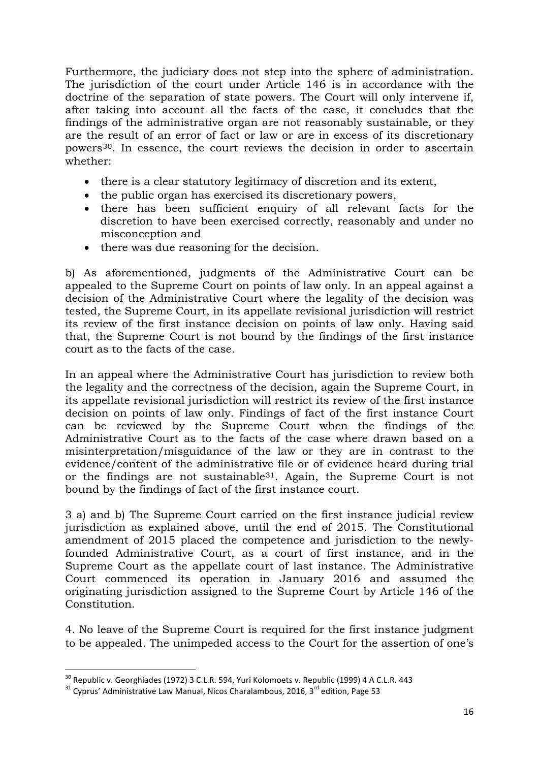Furthermore, the judiciary does not step into the sphere of administration. The jurisdiction of the court under Article 146 is in accordance with the doctrine of the separation of state powers. The Court will only intervene if, after taking into account all the facts of the case, it concludes that the findings of the administrative organ are not reasonably sustainable, or they are the result of an error of fact or law or are in excess of its discretionary powers[30]. In essence, the court reviews the decision in order to ascertain whether:

- there is a clear statutory legitimacy of discretion and its extent,
- the public organ has exercised its discretionary powers,
- there has been sufficient enquiry of all relevant facts for the discretion to have been exercised correctly, reasonably and under no misconception and
- there was due reasoning for the decision.

b) As aforementioned, judgments of the Administrative Court can be appealed to the Supreme Court on points of law only. In an appeal against a decision of the Administrative Court where the legality of the decision was tested, the Supreme Court, in its appellate revisional jurisdiction will restrict its review of the first instance decision on points of law only. Having said that, the Supreme Court is not bound by the findings of the first instance court as to the facts of the case.

In an appeal where the Administrative Court has jurisdiction to review both the legality and the correctness of the decision, again the Supreme Court, in its appellate revisional jurisdiction will restrict its review of the first instance decision on points of law only. Findings of fact of the first instance Court can be reviewed by the Supreme Court when the findings of the Administrative Court as to the facts of the case where drawn based on a misinterpretation/misguidance of the law or they are in contrast to the evidence/content of the administrative file or of evidence heard during trial or the findings are not sustainable[31]. Again, the Supreme Court is not bound by the findings of fact of the first instance court.

3 a) and b) The Supreme Court carried on the first instance judicial review jurisdiction as explained above, until the end of 2015. The Constitutional amendment of 2015 placed the competence and jurisdiction to the newly-founded Administrative Court, as a court of first instance, and in the Supreme Court as the appellate court of last instance. The Administrative Court commenced its operation in January 2016 and assumed the originating jurisdiction assigned to the Supreme Court by Article 146 of the Constitution.

4. No leave of the Supreme Court is required for the first instance judgment to be appealed. The unimpeded access to the Court for the assertion of one's

---

[30] Republic v. Georghiades (1972) 3 C.L.R. 594, Yuri Kolomoets v. Republic (1999) 4 A C.L.R. 443

[31] Cyprus' Administrative Law Manual, Nicos Charalambous, 2016, 3rd edition, Page 53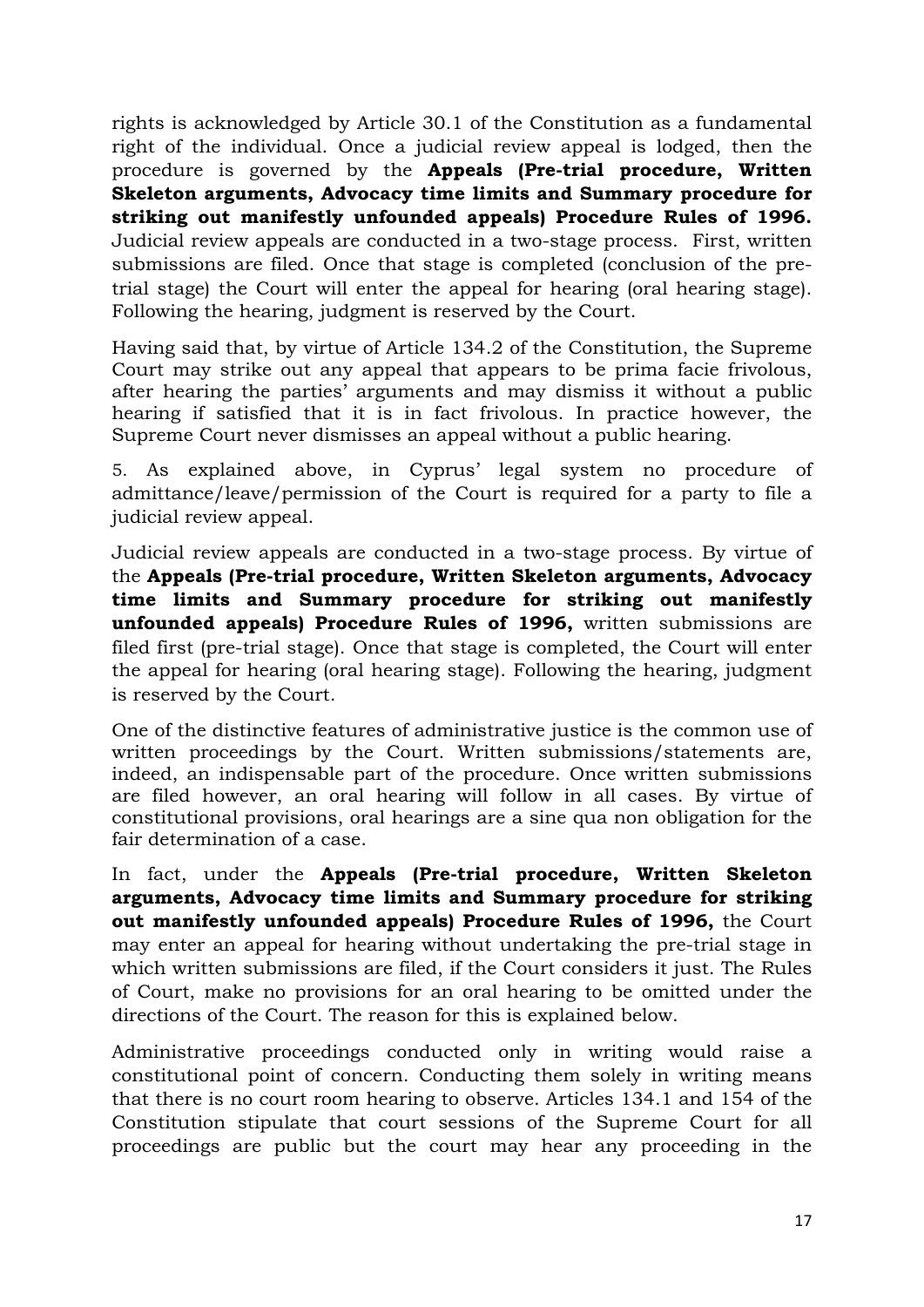rights is acknowledged by Article 30.1 of the Constitution as a fundamental right of the individual. Once a judicial review appeal is lodged, then the procedure is governed by the **Appeals (Pre-trial procedure, Written Skeleton arguments, Advocacy time limits and Summary procedure for striking out manifestly unfounded appeals) Procedure Rules of 1996.** Judicial review appeals are conducted in a two-stage process. First, written submissions are filed. Once that stage is completed (conclusion of the pre-trial stage) the Court will enter the appeal for hearing (oral hearing stage). Following the hearing, judgment is reserved by the Court.

Having said that, by virtue of Article 134.2 of the Constitution, the Supreme Court may strike out any appeal that appears to be prima facie frivolous, after hearing the parties' arguments and may dismiss it without a public hearing if satisfied that it is in fact frivolous. In practice however, the Supreme Court never dismisses an appeal without a public hearing.

5. As explained above, in Cyprus' legal system no procedure of admittance/leave/permission of the Court is required for a party to file a judicial review appeal.

Judicial review appeals are conducted in a two-stage process. By virtue of the **Appeals (Pre-trial procedure, Written Skeleton arguments, Advocacy time limits and Summary procedure for striking out manifestly unfounded appeals) Procedure Rules of 1996,** written submissions are filed first (pre-trial stage). Once that stage is completed, the Court will enter the appeal for hearing (oral hearing stage). Following the hearing, judgment is reserved by the Court.

One of the distinctive features of administrative justice is the common use of written proceedings by the Court. Written submissions/statements are, indeed, an indispensable part of the procedure. Once written submissions are filed however, an oral hearing will follow in all cases. By virtue of constitutional provisions, oral hearings are a sine qua non obligation for the fair determination of a case.

In fact, under the **Appeals (Pre-trial procedure, Written Skeleton arguments, Advocacy time limits and Summary procedure for striking out manifestly unfounded appeals) Procedure Rules of 1996,** the Court may enter an appeal for hearing without undertaking the pre-trial stage in which written submissions are filed, if the Court considers it just. The Rules of Court, make no provisions for an oral hearing to be omitted under the directions of the Court. The reason for this is explained below.

Administrative proceedings conducted only in writing would raise a constitutional point of concern. Conducting them solely in writing means that there is no court room hearing to observe. Articles 134.1 and 154 of the Constitution stipulate that court sessions of the Supreme Court for all proceedings are public but the court may hear any proceeding in the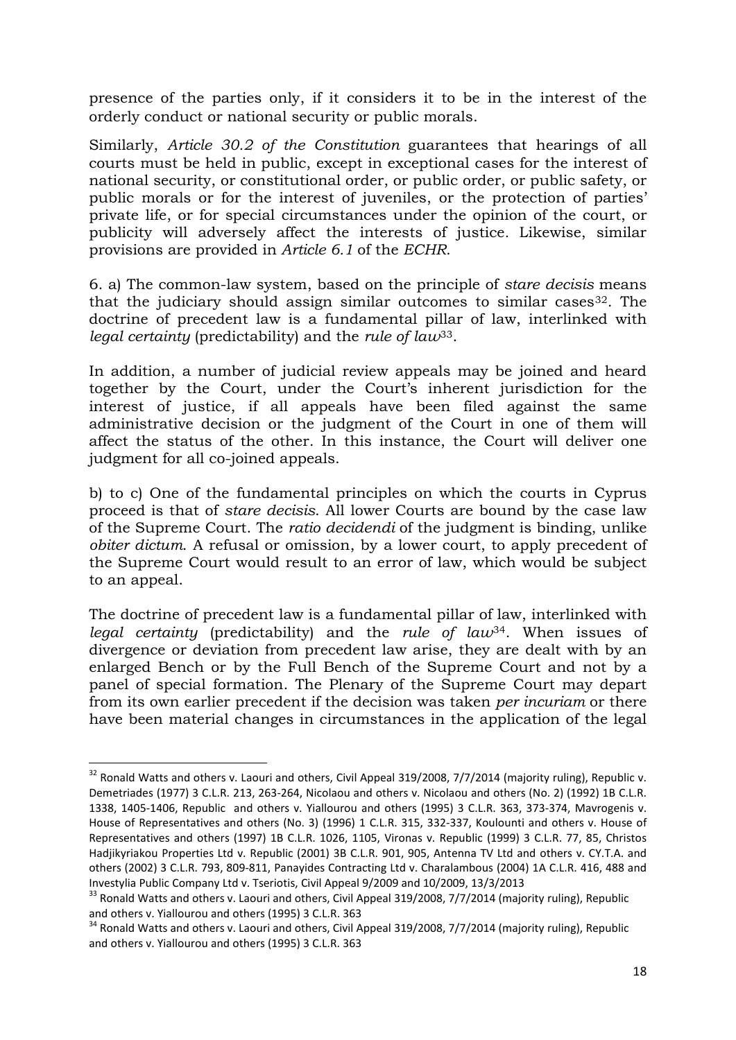presence of the parties only, if it considers it to be in the interest of the orderly conduct or national security or public morals.

Similarly, *Article 30.2 of the Constitution* guarantees that hearings of all courts must be held in public, except in exceptional cases for the interest of national security, or constitutional order, or public order, or public safety, or public morals or for the interest of juveniles, or the protection of parties' private life, or for special circumstances under the opinion of the court, or publicity will adversely affect the interests of justice. Likewise, similar provisions are provided in *Article 6.1* of the *ECHR*.

6. a) The common-law system, based on the principle of *stare decisis* means that the judiciary should assign similar outcomes to similar cases[32]. The doctrine of precedent law is a fundamental pillar of law, interlinked with *legal certainty* (predictability) and the *rule of law*[33].

In addition, a number of judicial review appeals may be joined and heard together by the Court, under the Court's inherent jurisdiction for the interest of justice, if all appeals have been filed against the same administrative decision or the judgment of the Court in one of them will affect the status of the other. In this instance, the Court will deliver one judgment for all co-joined appeals.

b) to c) One of the fundamental principles on which the courts in Cyprus proceed is that of *stare decisis*. All lower Courts are bound by the case law of the Supreme Court. The *ratio decidendi* of the judgment is binding, unlike *obiter dictum*. A refusal or omission, by a lower court, to apply precedent of the Supreme Court would result to an error of law, which would be subject to an appeal.

The doctrine of precedent law is a fundamental pillar of law, interlinked with *legal certainty* (predictability) and the *rule of law*[34]. When issues of divergence or deviation from precedent law arise, they are dealt with by an enlarged Bench or by the Full Bench of the Supreme Court and not by a panel of special formation. The Plenary of the Supreme Court may depart from its own earlier precedent if the decision was taken *per incuriam* or there have been material changes in circumstances in the application of the legal

---

[32] Ronald Watts and others v. Laouri and others, Civil Appeal 319/2008, 7/7/2014 (majority ruling), Republic v. Demetriades (1977) 3 C.L.R. 213, 263-264, Nicolaou and others v. Nicolaou and others (No. 2) (1992) 1B C.L.R. 1338, 1405-1406, Republic and others v. Yiallourou and others (1995) 3 C.L.R. 363, 373-374, Mavrogenis v. House of Representatives and others (No. 3) (1996) 1 C.L.R. 315, 332-337, Koulounti and others v. House of Representatives and others (1997) 1B C.L.R. 1026, 1105, Vironas v. Republic (1999) 3 C.L.R. 77, 85, Christos Hadjikyriakou Properties Ltd v. Republic (2001) 3B C.L.R. 901, 905, Antenna TV Ltd and others v. CY.T.A. and others (2002) 3 C.L.R. 793, 809-811, Panayides Contracting Ltd v. Charalambous (2004) 1A C.L.R. 416, 488 and Investylia Public Company Ltd v. Tseriotis, Civil Appeal 9/2009 and 10/2009, 13/3/2013

[33] Ronald Watts and others v. Laouri and others, Civil Appeal 319/2008, 7/7/2014 (majority ruling), Republic and others v. Yiallourou and others (1995) 3 C.L.R. 363

[34] Ronald Watts and others v. Laouri and others, Civil Appeal 319/2008, 7/7/2014 (majority ruling), Republic and others v. Yiallourou and others (1995) 3 C.L.R. 363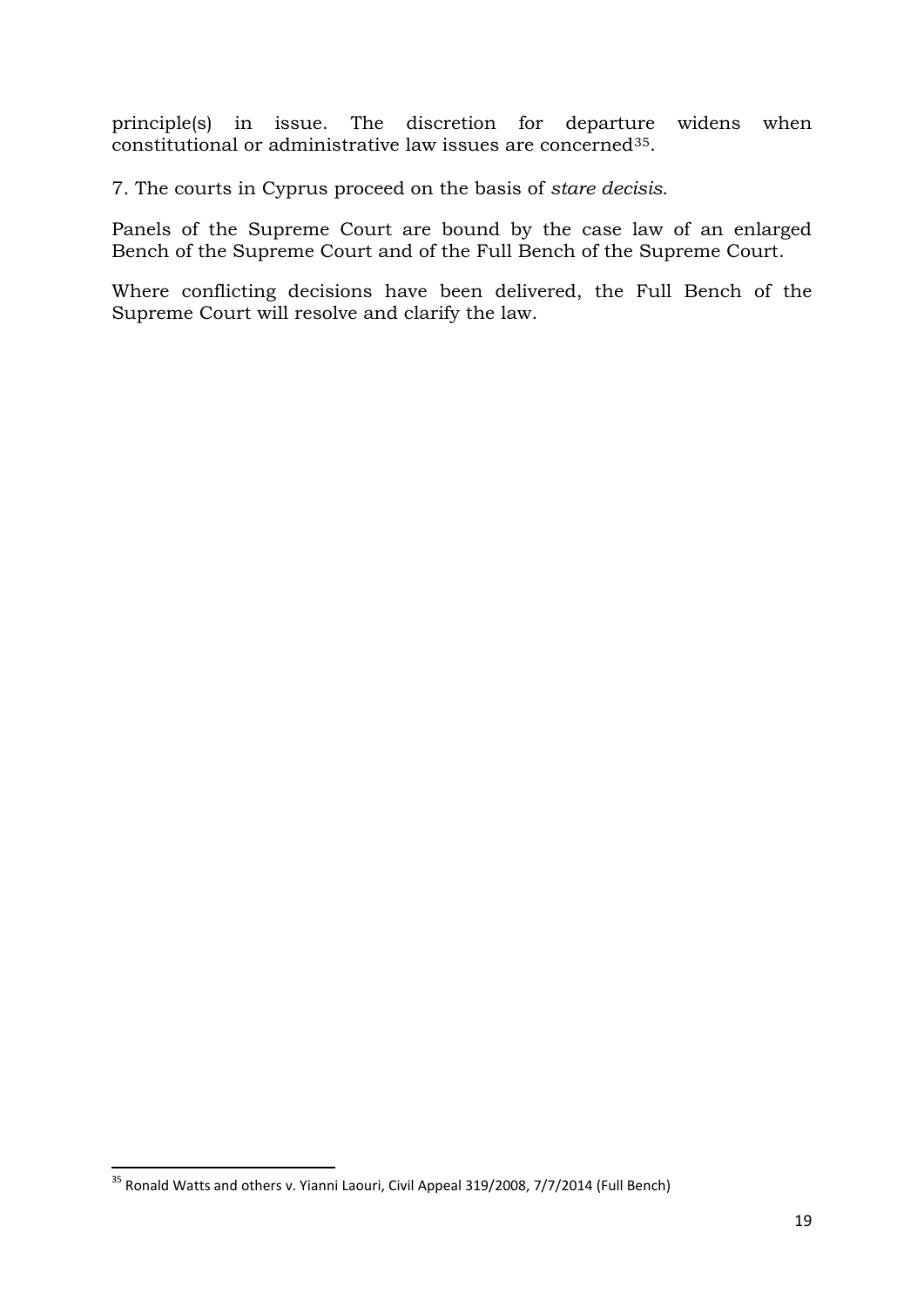principle(s) in issue. The discretion for departure widens when constitutional or administrative law issues are concerned[35].

7. The courts in Cyprus proceed on the basis of *stare decisis*.

Panels of the Supreme Court are bound by the case law of an enlarged Bench of the Supreme Court and of the Full Bench of the Supreme Court.

Where conflicting decisions have been delivered, the Full Bench of the Supreme Court will resolve and clarify the law.

---

[35] Ronald Watts and others v. Yianni Laouri, Civil Appeal 319/2008, 7/7/2014 (Full Bench)